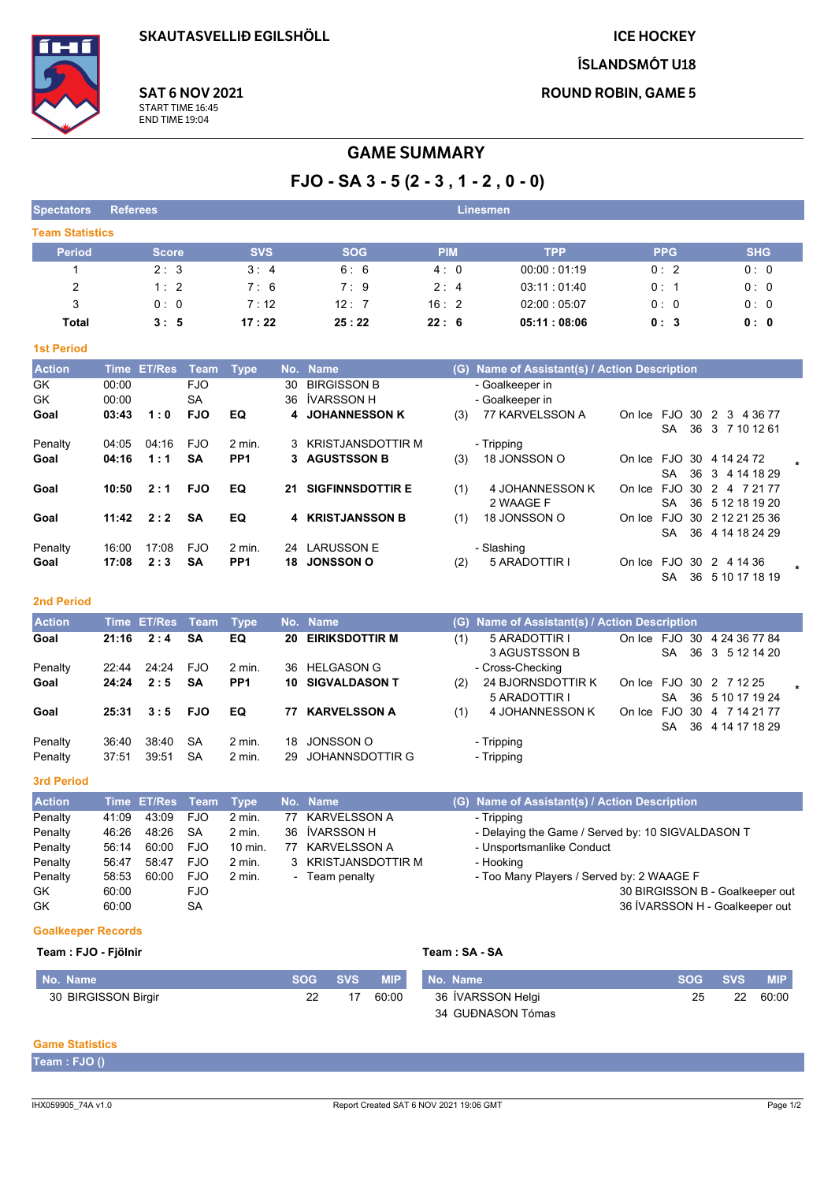SKAUTASVELLIÐ EGILSHÖLL

ICE HOCKEY

ÍSLANDSMÓT U18

ROUND ROBIN, GAME 5

**SAT 6 NOV 2021**
START TIME 16:45
END TIME 19:04

# GAME SUMMARY

## FJO - SA 3 - 5 (2 - 3 , 1 - 2 , 0 - 0)

| Spectators | Referees | Linesmen |
|---|---|---|

### Team Statistics

| Period | Score | SVS | SOG | PIM | TPP | PPG | SHG |
|---|---|---|---|---|---|---|---|
| 1 | 2 : 3 | 3 : 4 | 6 : 6 | 4 : 0 | 00:00 : 01:19 | 0 : 2 | 0 : 0 |
| 2 | 1 : 2 | 7 : 6 | 7 : 9 | 2 : 4 | 03:11 : 01:40 | 0 : 1 | 0 : 0 |
| 3 | 0 : 0 | 7 : 12 | 12 : 7 | 16 : 2 | 02:00 : 05:07 | 0 : 0 | 0 : 0 |
| **Total** | **3 : 5** | **17 : 22** | **25 : 22** | **22 : 6** | **05:11 : 08:06** | **0 : 3** | **0 : 0** |

### 1st Period

| Action | Time | ET/Res | Team | Type | No. | Name | (G) | Name of Assistant(s) / Action Description | On Ice | | |
|---|---|---|---|---|---|---|---|---|---|---|---|
| GK | 00:00 | | FJO | | 30 | BIRGISSON B | | - Goalkeeper in | | | |
| GK | 00:00 | | SA | | 36 | ÍVARSSON H | | - Goalkeeper in | | | |
| **Goal** | **03:43** | **1 : 0** | **FJO** | **EQ** | **4** | **JOHANNESSON K** | (3) | 77 KARVELSSON A | On Ice | FJO 30 2 3 4 36 77 / SA 36 3 7 10 12 61 | |
| Penalty | 04:05 | 04:16 | FJO | 2 min. | 3 | KRISTJANSDOTTIR M | | - Tripping | | | |
| **Goal** | **04:16** | **1 : 1** | **SA** | **PP1** | **3** | **AGUSTSSON B** | (3) | 18 JONSSON O | On Ice | FJO 30 4 14 24 72 / SA 36 3 4 14 18 29 | * |
| **Goal** | **10:50** | **2 : 1** | **FJO** | **EQ** | **21** | **SIGFINNSDOTTIR E** | (1) | 4 JOHANNESSON K, 2 WAAGE F | On Ice | FJO 30 2 4 7 21 77 / SA 36 5 12 18 19 20 | |
| **Goal** | **11:42** | **2 : 2** | **SA** | **EQ** | **4** | **KRISTJANSSON B** | (1) | 18 JONSSON O | On Ice | FJO 30 2 12 21 25 36 / SA 36 4 14 18 24 29 | |
| Penalty | 16:00 | 17:08 | FJO | 2 min. | 24 | LARUSSON E | | - Slashing | | | |
| **Goal** | **17:08** | **2 : 3** | **SA** | **PP1** | **18** | **JONSSON O** | (2) | 5 ARADOTTIR I | On Ice | FJO 30 2 4 14 36 / SA 36 5 10 17 18 19 | * |

### 2nd Period

| Action | Time | ET/Res | Team | Type | No. | Name | (G) | Name of Assistant(s) / Action Description | On Ice | | |
|---|---|---|---|---|---|---|---|---|---|---|---|
| **Goal** | **21:16** | **2 : 4** | **SA** | **EQ** | **20** | **EIRIKSDOTTIR M** | (1) | 5 ARADOTTIR I, 3 AGUSTSSON B | On Ice | FJO 30 4 24 36 77 84 / SA 36 3 5 12 14 20 | |
| Penalty | 22:44 | 24:24 | FJO | 2 min. | 36 | HELGASON G | | - Cross-Checking | | | |
| **Goal** | **24:24** | **2 : 5** | **SA** | **PP1** | **10** | **SIGVALDASON T** | (2) | 24 BJORNSDOTTIR K, 5 ARADOTTIR I | On Ice | FJO 30 2 7 12 25 / SA 36 5 10 17 19 24 | * |
| **Goal** | **25:31** | **3 : 5** | **FJO** | **EQ** | **77** | **KARVELSSON A** | (1) | 4 JOHANNESSON K | On Ice | FJO 30 4 7 14 21 77 / SA 36 4 14 17 18 29 | |
| Penalty | 36:40 | 38:40 | SA | 2 min. | 18 | JONSSON O | | - Tripping | | | |
| Penalty | 37:51 | 39:51 | SA | 2 min. | 29 | JOHANNSDOTTIR G | | - Tripping | | | |

### 3rd Period

| Action | Time | ET/Res | Team | Type | No. | Name | (G) | Name of Assistant(s) / Action Description |
|---|---|---|---|---|---|---|---|---|
| Penalty | 41:09 | 43:09 | FJO | 2 min. | 77 | KARVELSSON A | | - Tripping |
| Penalty | 46:26 | 48:26 | SA | 2 min. | 36 | ÍVARSSON H | | - Delaying the Game / Served by: 10 SIGVALDASON T |
| Penalty | 56:14 | 60:00 | FJO | 10 min. | 77 | KARVELSSON A | | - Unsportsmanlike Conduct |
| Penalty | 56:47 | 58:47 | FJO | 2 min. | 3 | KRISTJANSDOTTIR M | | - Hooking |
| Penalty | 58:53 | 60:00 | FJO | 2 min. | - | Team penalty | | - Too Many Players / Served by: 2 WAAGE F |
| GK | 60:00 | | FJO | | | | | 30 BIRGISSON B - Goalkeeper out |
| GK | 60:00 | | SA | | | | | 36 ÍVARSSON H - Goalkeeper out |

### Goalkeeper Records

**Team : FJO - Fjölnir**

| No. Name | SOG | SVS | MIP |
|---|---|---|---|
| 30 BIRGISSON Birgir | 22 | 17 | 60:00 |

**Team : SA - SA**

| No. Name | SOG | SVS | MIP |
|---|---|---|---|
| 36 ÍVARSSON Helgi | 25 | 22 | 60:00 |
| 34 GUÐNASON Tómas | | | |

### Game Statistics

**Team : FJO ()**

IHX059905_74A v1.0 — Report Created SAT 6 NOV 2021 19:06 GMT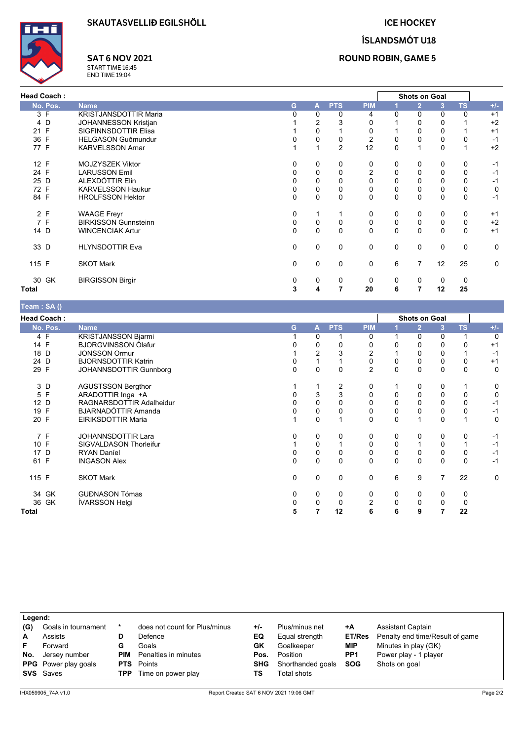# SKAUTASVELLIÐ EGILSHÖLL

**SAT 6 NOV 2021**
START TIME 16:45
END TIME 19:04

## ICE HOCKEY
## ÍSLANDSMÓT U18
## ROUND ROBIN, GAME 5

**Head Coach :**

| No. | Pos. | Name | G | A | PTS | PIM | Shots on Goal 1 | 2 | 3 | TS | +/- |
|---|---|---|---|---|---|---|---|---|---|---|---|
| 3 | F | KRISTJANSDOTTIR Maria | 0 | 0 | 0 | 4 | 0 | 0 | 0 | 0 | +1 |
| 4 | D | JOHANNESSON Kristjan | 1 | 2 | 3 | 0 | 1 | 0 | 0 | 1 | +2 |
| 21 | F | SIGFINNSDOTTIR Elisa | 1 | 0 | 1 | 0 | 1 | 0 | 0 | 1 | +1 |
| 36 | F | HELGASON Guðmundur | 0 | 0 | 0 | 2 | 0 | 0 | 0 | 0 | -1 |
| 77 | F | KARVELSSON Arnar | 1 | 1 | 2 | 12 | 0 | 1 | 0 | 1 | +2 |
| 12 | F | MOJZYSZEK Viktor | 0 | 0 | 0 | 0 | 0 | 0 | 0 | 0 | -1 |
| 24 | F | LARUSSON Emil | 0 | 0 | 0 | 2 | 0 | 0 | 0 | 0 | -1 |
| 25 | D | ALEXDÓTTIR Elin | 0 | 0 | 0 | 0 | 0 | 0 | 0 | 0 | -1 |
| 72 | F | KARVELSSON Haukur | 0 | 0 | 0 | 0 | 0 | 0 | 0 | 0 | 0 |
| 84 | F | HROLFSSON Hektor | 0 | 0 | 0 | 0 | 0 | 0 | 0 | 0 | -1 |
| 2 | F | WAAGE Freyr | 0 | 1 | 1 | 0 | 0 | 0 | 0 | 0 | +1 |
| 7 | F | BIRKISSON Gunnsteinn | 0 | 0 | 0 | 0 | 0 | 0 | 0 | 0 | +2 |
| 14 | D | WINCENCIAK Artur | 0 | 0 | 0 | 0 | 0 | 0 | 0 | 0 | +1 |
| 33 | D | HLYNSDOTTIR Eva | 0 | 0 | 0 | 0 | 0 | 0 | 0 | 0 | 0 |
| 115 | F | SKOT Mark | 0 | 0 | 0 | 0 | 6 | 7 | 12 | 25 | 0 |
| 30 | GK | BIRGISSON Birgir | 0 | 0 | 0 | 0 | 0 | 0 | 0 | 0 | |
| **Total** | | | **3** | **4** | **7** | **20** | **6** | **7** | **12** | **25** | |

**Team : SA ()**

**Head Coach :**

| No. | Pos. | Name | G | A | PTS | PIM | Shots on Goal 1 | 2 | 3 | TS | +/- |
|---|---|---|---|---|---|---|---|---|---|---|---|
| 4 | F | KRISTJANSSON Bjarmi | 1 | 0 | 1 | 0 | 1 | 0 | 0 | 1 | 0 |
| 14 | F | BJORGVINSSON Ólafur | 0 | 0 | 0 | 0 | 0 | 0 | 0 | 0 | +1 |
| 18 | D | JONSSON Ormur | 1 | 2 | 3 | 2 | 1 | 0 | 0 | 1 | -1 |
| 24 | D | BJORNSDOTTIR Katrin | 0 | 1 | 1 | 0 | 0 | 0 | 0 | 0 | +1 |
| 29 | F | JOHANNSDOTTIR Gunnborg | 0 | 0 | 0 | 2 | 0 | 0 | 0 | 0 | 0 |
| 3 | D | AGUSTSSON Bergthor | 1 | 1 | 2 | 0 | 1 | 0 | 0 | 1 | 0 |
| 5 | F | ARADOTTIR Inga +A | 0 | 3 | 3 | 0 | 0 | 0 | 0 | 0 | 0 |
| 12 | D | RAGNARSDOTTIR Adalheidur | 0 | 0 | 0 | 0 | 0 | 0 | 0 | 0 | -1 |
| 19 | F | BJARNADÓTTIR Amanda | 0 | 0 | 0 | 0 | 0 | 0 | 0 | 0 | -1 |
| 20 | F | EIRIKSDOTTIR Maria | 1 | 0 | 1 | 0 | 0 | 1 | 0 | 1 | 0 |
| 7 | F | JOHANNSDOTTIR Lara | 0 | 0 | 0 | 0 | 0 | 0 | 0 | 0 | -1 |
| 10 | F | SIGVALDASON Thorleifur | 1 | 0 | 1 | 0 | 0 | 1 | 0 | 1 | -1 |
| 17 | D | RYAN Daníel | 0 | 0 | 0 | 0 | 0 | 0 | 0 | 0 | -1 |
| 61 | F | INGASON Alex | 0 | 0 | 0 | 0 | 0 | 0 | 0 | 0 | -1 |
| 115 | F | SKOT Mark | 0 | 0 | 0 | 0 | 6 | 9 | 7 | 22 | 0 |
| 34 | GK | GUÐNASON Tómas | 0 | 0 | 0 | 0 | 0 | 0 | 0 | 0 | |
| 36 | GK | ÍVARSSON Helgi | 0 | 0 | 0 | 2 | 0 | 0 | 0 | 0 | |
| **Total** | | | **5** | **7** | **12** | **6** | **6** | **9** | **7** | **22** | |

**Legend:**

| | | | | | | | |
|---|---|---|---|---|---|---|---|
| (G) | Goals in tournament | * | does not count for Plus/minus | +/- | Plus/minus net | +A | Assistant Captain |
| A | Assists | D | Defence | EQ | Equal strength | ET/Res | Penalty end time/Result of game |
| F | Forward | G | Goals | GK | Goalkeeper | MIP | Minutes in play (GK) |
| No. | Jersey number | PIM | Penalties in minutes | Pos. | Position | PP1 | Power play - 1 player |
| PPG | Power play goals | PTS | Points | SHG | Shorthanded goals | SOG | Shots on goal |
| SVS | Saves | TPP | Time on power play | TS | Total shots | | |

IHX059905_74A v1.0 — Report Created SAT 6 NOV 2021 19:06 GMT